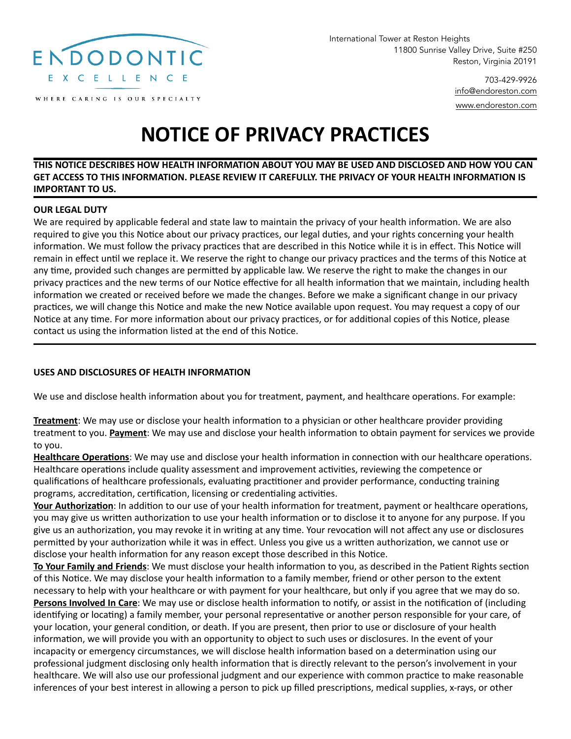ENDODONTIC

EXCELLENCE

WHERE CARING IS OUR SPECIALTY

International Tower at Reston Heights
11800 Sunrise Valley Drive, Suite #250
Reston, Virginia 20191

703-429-9926
info@endoreston.com
www.endoreston.com

# NOTICE OF PRIVACY PRACTICES

**THIS NOTICE DESCRIBES HOW HEALTH INFORMATION ABOUT YOU MAY BE USED AND DISCLOSED AND HOW YOU CAN GET ACCESS TO THIS INFORMATION. PLEASE REVIEW IT CAREFULLY. THE PRIVACY OF YOUR HEALTH INFORMATION IS IMPORTANT TO US.**

**OUR LEGAL DUTY**

We are required by applicable federal and state law to maintain the privacy of your health information. We are also required to give you this Notice about our privacy practices, our legal duties, and your rights concerning your health information. We must follow the privacy practices that are described in this Notice while it is in effect. This Notice will remain in effect until we replace it. We reserve the right to change our privacy practices and the terms of this Notice at any time, provided such changes are permitted by applicable law. We reserve the right to make the changes in our privacy practices and the new terms of our Notice effective for all health information that we maintain, including health information we created or received before we made the changes. Before we make a significant change in our privacy practices, we will change this Notice and make the new Notice available upon request. You may request a copy of our Notice at any time. For more information about our privacy practices, or for additional copies of this Notice, please contact us using the information listed at the end of this Notice.

**USES AND DISCLOSURES OF HEALTH INFORMATION**

We use and disclose health information about you for treatment, payment, and healthcare operations. For example:

**Treatment**: We may use or disclose your health information to a physician or other healthcare provider providing treatment to you. **Payment**: We may use and disclose your health information to obtain payment for services we provide to you.

**Healthcare Operations**: We may use and disclose your health information in connection with our healthcare operations. Healthcare operations include quality assessment and improvement activities, reviewing the competence or qualifications of healthcare professionals, evaluating practitioner and provider performance, conducting training programs, accreditation, certification, licensing or credentialing activities.

**Your Authorization**: In addition to our use of your health information for treatment, payment or healthcare operations, you may give us written authorization to use your health information or to disclose it to anyone for any purpose. If you give us an authorization, you may revoke it in writing at any time. Your revocation will not affect any use or disclosures permitted by your authorization while it was in effect. Unless you give us a written authorization, we cannot use or disclose your health information for any reason except those described in this Notice.

**To Your Family and Friends**: We must disclose your health information to you, as described in the Patient Rights section of this Notice. We may disclose your health information to a family member, friend or other person to the extent necessary to help with your healthcare or with payment for your healthcare, but only if you agree that we may do so.

**Persons Involved In Care**: We may use or disclose health information to notify, or assist in the notification of (including identifying or locating) a family member, your personal representative or another person responsible for your care, of your location, your general condition, or death. If you are present, then prior to use or disclosure of your health information, we will provide you with an opportunity to object to such uses or disclosures. In the event of your incapacity or emergency circumstances, we will disclose health information based on a determination using our professional judgment disclosing only health information that is directly relevant to the person's involvement in your healthcare. We will also use our professional judgment and our experience with common practice to make reasonable inferences of your best interest in allowing a person to pick up filled prescriptions, medical supplies, x-rays, or other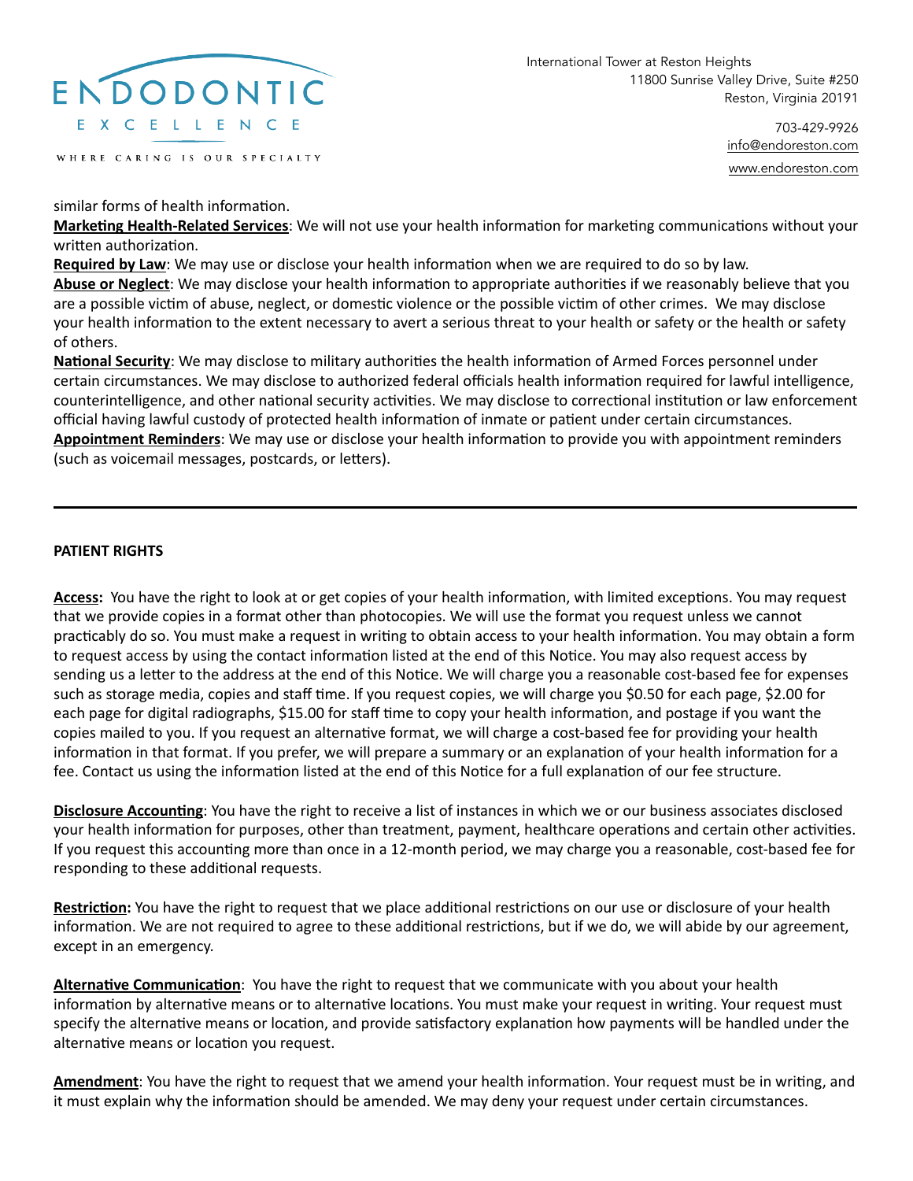similar forms of health information.

**Marketing Health-Related Services**: We will not use your health information for marketing communications without your written authorization.

**Required by Law**: We may use or disclose your health information when we are required to do so by law.

**Abuse or Neglect**: We may disclose your health information to appropriate authorities if we reasonably believe that you are a possible victim of abuse, neglect, or domestic violence or the possible victim of other crimes. We may disclose your health information to the extent necessary to avert a serious threat to your health or safety or the health or safety of others.

**National Security**: We may disclose to military authorities the health information of Armed Forces personnel under certain circumstances. We may disclose to authorized federal officials health information required for lawful intelligence, counterintelligence, and other national security activities. We may disclose to correctional institution or law enforcement official having lawful custody of protected health information of inmate or patient under certain circumstances.

**Appointment Reminders**: We may use or disclose your health information to provide you with appointment reminders (such as voicemail messages, postcards, or letters).

---

**PATIENT RIGHTS**

**Access:** You have the right to look at or get copies of your health information, with limited exceptions. You may request that we provide copies in a format other than photocopies. We will use the format you request unless we cannot practicably do so. You must make a request in writing to obtain access to your health information. You may obtain a form to request access by using the contact information listed at the end of this Notice. You may also request access by sending us a letter to the address at the end of this Notice. We will charge you a reasonable cost-based fee for expenses such as storage media, copies and staff time. If you request copies, we will charge you $0.50 for each page, $2.00 for each page for digital radiographs, $15.00 for staff time to copy your health information, and postage if you want the copies mailed to you. If you request an alternative format, we will charge a cost-based fee for providing your health information in that format. If you prefer, we will prepare a summary or an explanation of your health information for a fee. Contact us using the information listed at the end of this Notice for a full explanation of our fee structure.

**Disclosure Accounting**: You have the right to receive a list of instances in which we or our business associates disclosed your health information for purposes, other than treatment, payment, healthcare operations and certain other activities. If you request this accounting more than once in a 12-month period, we may charge you a reasonable, cost-based fee for responding to these additional requests.

**Restriction:** You have the right to request that we place additional restrictions on our use or disclosure of your health information. We are not required to agree to these additional restrictions, but if we do, we will abide by our agreement, except in an emergency.

**Alternative Communication**: You have the right to request that we communicate with you about your health information by alternative means or to alternative locations. You must make your request in writing. Your request must specify the alternative means or location, and provide satisfactory explanation how payments will be handled under the alternative means or location you request.

**Amendment**: You have the right to request that we amend your health information. Your request must be in writing, and it must explain why the information should be amended. We may deny your request under certain circumstances.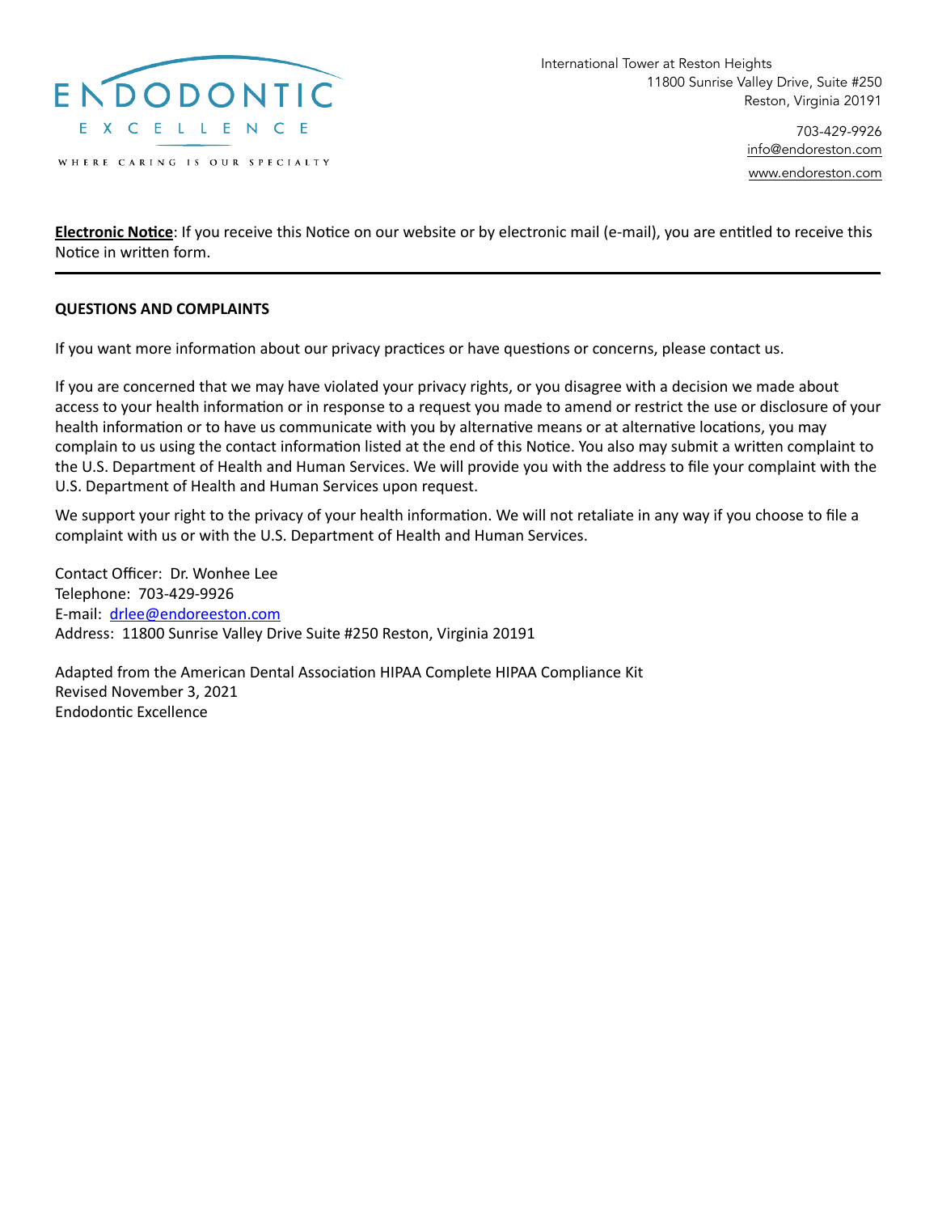ENDODONTIC EXCELLENCE

WHERE CARING IS OUR SPECIALTY

International Tower at Reston Heights
11800 Sunrise Valley Drive, Suite #250
Reston, Virginia 20191

703-429-9926
info@endoreston.com
www.endoreston.com

**Electronic Notice**: If you receive this Notice on our website or by electronic mail (e-mail), you are entitled to receive this Notice in written form.

---

**QUESTIONS AND COMPLAINTS**

If you want more information about our privacy practices or have questions or concerns, please contact us.

If you are concerned that we may have violated your privacy rights, or you disagree with a decision we made about access to your health information or in response to a request you made to amend or restrict the use or disclosure of your health information or to have us communicate with you by alternative means or at alternative locations, you may complain to us using the contact information listed at the end of this Notice. You also may submit a written complaint to the U.S. Department of Health and Human Services. We will provide you with the address to file your complaint with the U.S. Department of Health and Human Services upon request.

We support your right to the privacy of your health information. We will not retaliate in any way if you choose to file a complaint with us or with the U.S. Department of Health and Human Services.

Contact Officer: Dr. Wonhee Lee
Telephone: 703-429-9926
E-mail: drlee@endoreeston.com
Address: 11800 Sunrise Valley Drive Suite #250 Reston, Virginia 20191

Adapted from the American Dental Association HIPAA Complete HIPAA Compliance Kit
Revised November 3, 2021
Endodontic Excellence